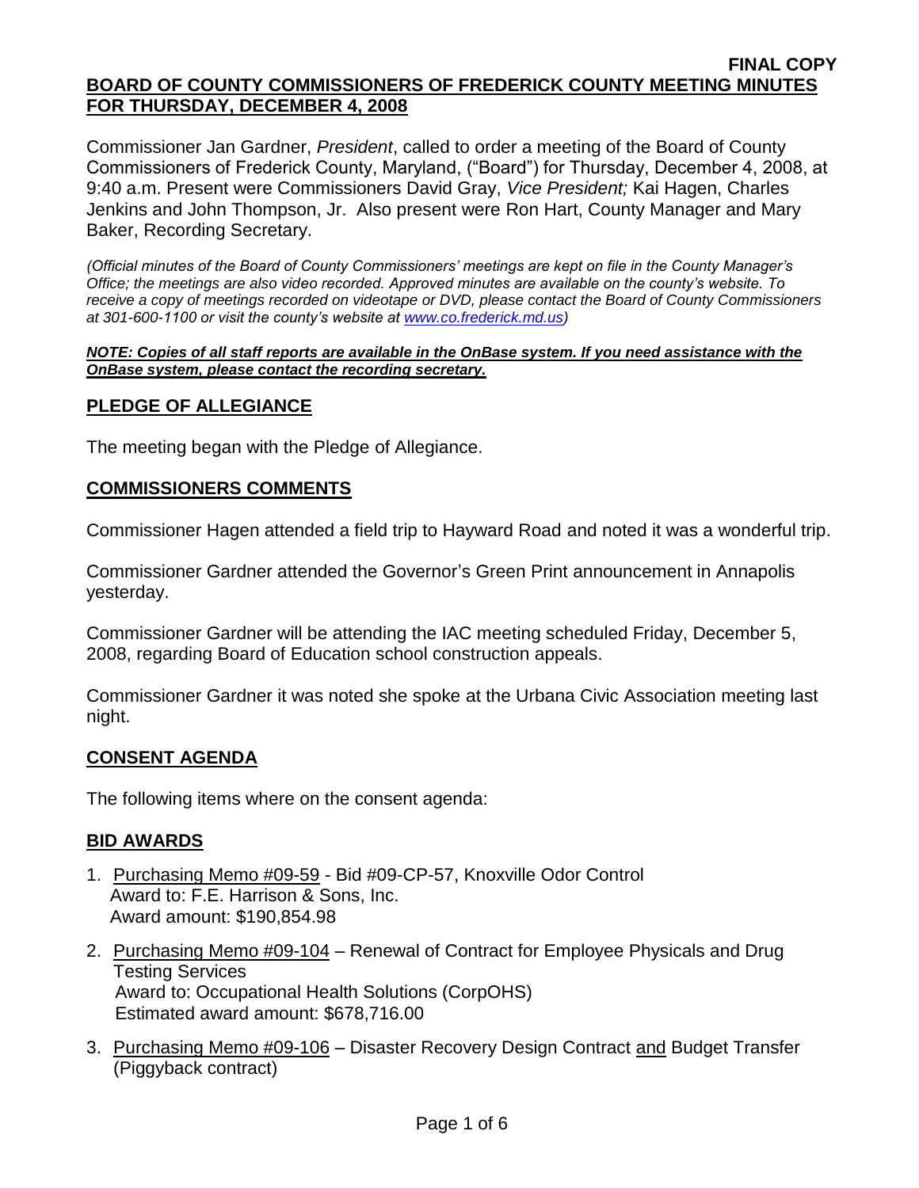**FINAL COPY**

# BOARD OF COUNTY COMMISSIONERS OF FREDERICK COUNTY MEETING MINUTES FOR THURSDAY, DECEMBER 4, 2008

Commissioner Jan Gardner, *President*, called to order a meeting of the Board of County Commissioners of Frederick County, Maryland, ("Board") for Thursday, December 4, 2008, at 9:40 a.m. Present were Commissioners David Gray, *Vice President;* Kai Hagen, Charles Jenkins and John Thompson, Jr. Also present were Ron Hart, County Manager and Mary Baker, Recording Secretary.

*(Official minutes of the Board of County Commissioners' meetings are kept on file in the County Manager's Office; the meetings are also video recorded. Approved minutes are available on the county's website. To receive a copy of meetings recorded on videotape or DVD, please contact the Board of County Commissioners at 301-600-1100 or visit the county's website at www.co.frederick.md.us)*

***NOTE: Copies of all staff reports are available in the OnBase system. If you need assistance with the OnBase system, please contact the recording secretary.***

## PLEDGE OF ALLEGIANCE

The meeting began with the Pledge of Allegiance.

## COMMISSIONERS COMMENTS

Commissioner Hagen attended a field trip to Hayward Road and noted it was a wonderful trip.

Commissioner Gardner attended the Governor's Green Print announcement in Annapolis yesterday.

Commissioner Gardner will be attending the IAC meeting scheduled Friday, December 5, 2008, regarding Board of Education school construction appeals.

Commissioner Gardner it was noted she spoke at the Urbana Civic Association meeting last night.

## CONSENT AGENDA

The following items where on the consent agenda:

## BID AWARDS

1. Purchasing Memo #09-59 - Bid #09-CP-57, Knoxville Odor Control
   Award to: F.E. Harrison & Sons, Inc.
   Award amount: $190,854.98

2. Purchasing Memo #09-104 – Renewal of Contract for Employee Physicals and Drug Testing Services
   Award to: Occupational Health Solutions (CorpOHS)
   Estimated award amount: $678,716.00

3. Purchasing Memo #09-106 – Disaster Recovery Design Contract and Budget Transfer (Piggyback contract)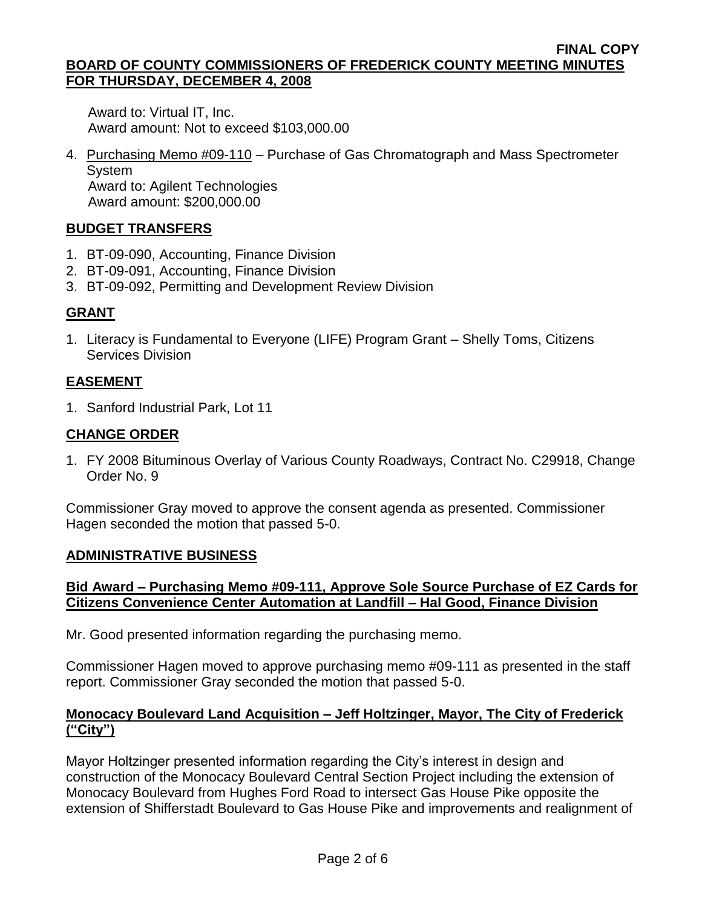Award to: Virtual IT, Inc.
Award amount: Not to exceed $103,000.00

4. Purchasing Memo #09-110 – Purchase of Gas Chromatograph and Mass Spectrometer System
   Award to: Agilent Technologies
   Award amount: $200,000.00

## BUDGET TRANSFERS

1. BT-09-090, Accounting, Finance Division
2. BT-09-091, Accounting, Finance Division
3. BT-09-092, Permitting and Development Review Division

## GRANT

1. Literacy is Fundamental to Everyone (LIFE) Program Grant – Shelly Toms, Citizens Services Division

## EASEMENT

1. Sanford Industrial Park, Lot 11

## CHANGE ORDER

1. FY 2008 Bituminous Overlay of Various County Roadways, Contract No. C29918, Change Order No. 9

Commissioner Gray moved to approve the consent agenda as presented. Commissioner Hagen seconded the motion that passed 5-0.

## ADMINISTRATIVE BUSINESS

### Bid Award – Purchasing Memo #09-111, Approve Sole Source Purchase of EZ Cards for Citizens Convenience Center Automation at Landfill – Hal Good, Finance Division

Mr. Good presented information regarding the purchasing memo.

Commissioner Hagen moved to approve purchasing memo #09-111 as presented in the staff report. Commissioner Gray seconded the motion that passed 5-0.

### Monocacy Boulevard Land Acquisition – Jeff Holtzinger, Mayor, The City of Frederick ("City")

Mayor Holtzinger presented information regarding the City's interest in design and construction of the Monocacy Boulevard Central Section Project including the extension of Monocacy Boulevard from Hughes Ford Road to intersect Gas House Pike opposite the extension of Shifferstadt Boulevard to Gas House Pike and improvements and realignment of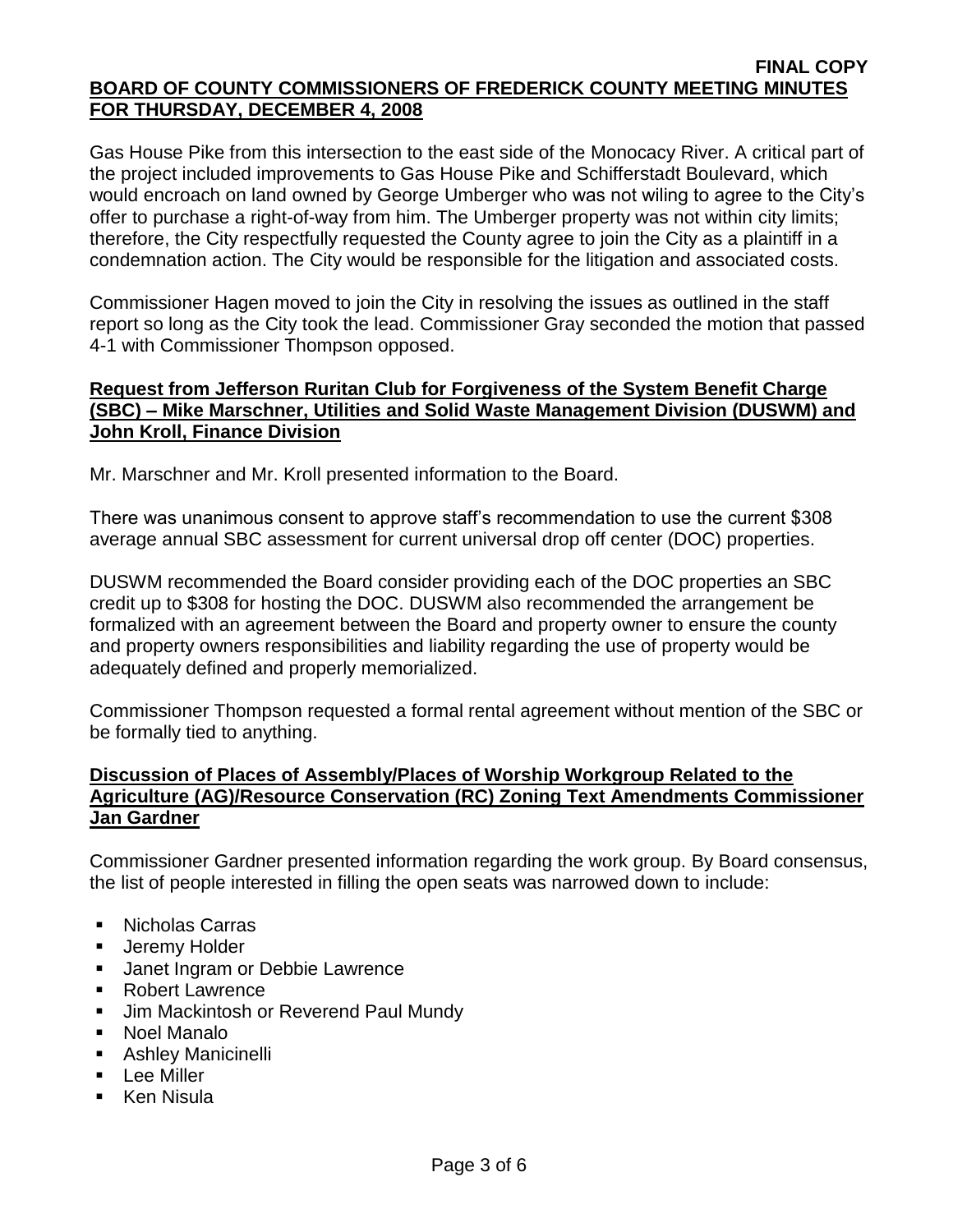Gas House Pike from this intersection to the east side of the Monocacy River. A critical part of the project included improvements to Gas House Pike and Schifferstadt Boulevard, which would encroach on land owned by George Umberger who was not wiling to agree to the City's offer to purchase a right-of-way from him. The Umberger property was not within city limits; therefore, the City respectfully requested the County agree to join the City as a plaintiff in a condemnation action. The City would be responsible for the litigation and associated costs.

Commissioner Hagen moved to join the City in resolving the issues as outlined in the staff report so long as the City took the lead. Commissioner Gray seconded the motion that passed 4-1 with Commissioner Thompson opposed.

**Request from Jefferson Ruritan Club for Forgiveness of the System Benefit Charge (SBC) – Mike Marschner, Utilities and Solid Waste Management Division (DUSWM) and John Kroll, Finance Division**

Mr. Marschner and Mr. Kroll presented information to the Board.

There was unanimous consent to approve staff's recommendation to use the current $308 average annual SBC assessment for current universal drop off center (DOC) properties.

DUSWM recommended the Board consider providing each of the DOC properties an SBC credit up to $308 for hosting the DOC. DUSWM also recommended the arrangement be formalized with an agreement between the Board and property owner to ensure the county and property owners responsibilities and liability regarding the use of property would be adequately defined and properly memorialized.

Commissioner Thompson requested a formal rental agreement without mention of the SBC or be formally tied to anything.

**Discussion of Places of Assembly/Places of Worship Workgroup Related to the Agriculture (AG)/Resource Conservation (RC) Zoning Text Amendments Commissioner Jan Gardner**

Commissioner Gardner presented information regarding the work group. By Board consensus, the list of people interested in filling the open seats was narrowed down to include:

- Nicholas Carras
- Jeremy Holder
- Janet Ingram or Debbie Lawrence
- Robert Lawrence
- Jim Mackintosh or Reverend Paul Mundy
- Noel Manalo
- Ashley Manicinelli
- Lee Miller
- Ken Nisula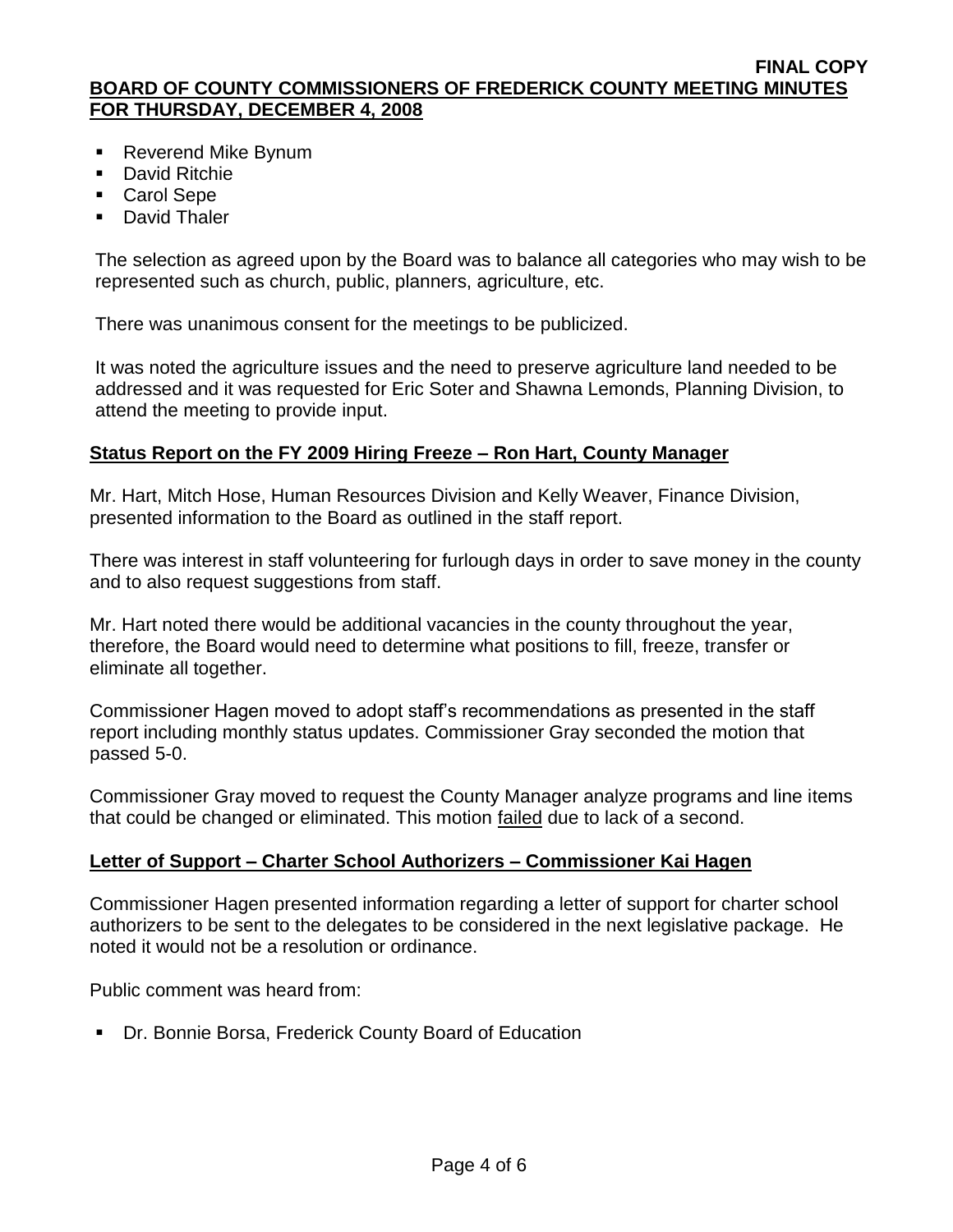- Reverend Mike Bynum
- David Ritchie
- Carol Sepe
- David Thaler

The selection as agreed upon by the Board was to balance all categories who may wish to be represented such as church, public, planners, agriculture, etc.

There was unanimous consent for the meetings to be publicized.

It was noted the agriculture issues and the need to preserve agriculture land needed to be addressed and it was requested for Eric Soter and Shawna Lemonds, Planning Division, to attend the meeting to provide input.

## Status Report on the FY 2009 Hiring Freeze – Ron Hart, County Manager

Mr. Hart, Mitch Hose, Human Resources Division and Kelly Weaver, Finance Division, presented information to the Board as outlined in the staff report.

There was interest in staff volunteering for furlough days in order to save money in the county and to also request suggestions from staff.

Mr. Hart noted there would be additional vacancies in the county throughout the year, therefore, the Board would need to determine what positions to fill, freeze, transfer or eliminate all together.

Commissioner Hagen moved to adopt staff's recommendations as presented in the staff report including monthly status updates. Commissioner Gray seconded the motion that passed 5-0.

Commissioner Gray moved to request the County Manager analyze programs and line items that could be changed or eliminated. This motion failed due to lack of a second.

## Letter of Support – Charter School Authorizers – Commissioner Kai Hagen

Commissioner Hagen presented information regarding a letter of support for charter school authorizers to be sent to the delegates to be considered in the next legislative package. He noted it would not be a resolution or ordinance.

Public comment was heard from:

- Dr. Bonnie Borsa, Frederick County Board of Education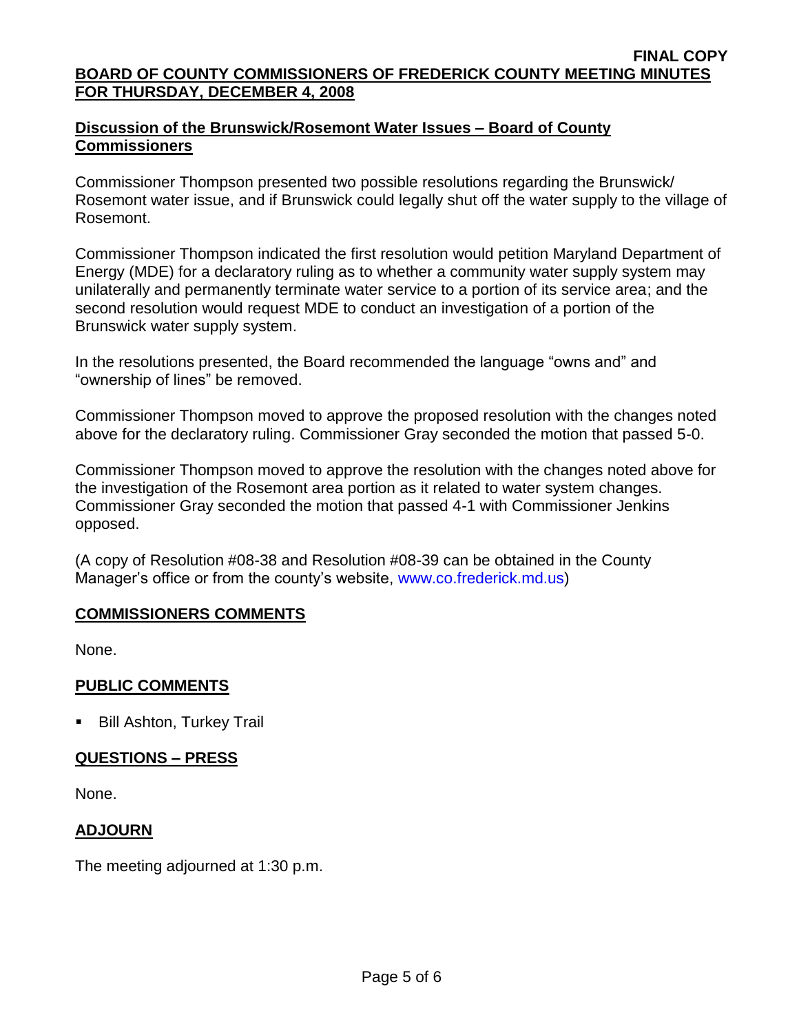**FINAL COPY**

**BOARD OF COUNTY COMMISSIONERS OF FREDERICK COUNTY MEETING MINUTES FOR THURSDAY, DECEMBER 4, 2008**

**Discussion of the Brunswick/Rosemont Water Issues – Board of County Commissioners**

Commissioner Thompson presented two possible resolutions regarding the Brunswick/ Rosemont water issue, and if Brunswick could legally shut off the water supply to the village of Rosemont.

Commissioner Thompson indicated the first resolution would petition Maryland Department of Energy (MDE) for a declaratory ruling as to whether a community water supply system may unilaterally and permanently terminate water service to a portion of its service area; and the second resolution would request MDE to conduct an investigation of a portion of the Brunswick water supply system.

In the resolutions presented, the Board recommended the language "owns and" and "ownership of lines" be removed.

Commissioner Thompson moved to approve the proposed resolution with the changes noted above for the declaratory ruling. Commissioner Gray seconded the motion that passed 5-0.

Commissioner Thompson moved to approve the resolution with the changes noted above for the investigation of the Rosemont area portion as it related to water system changes. Commissioner Gray seconded the motion that passed 4-1 with Commissioner Jenkins opposed.

(A copy of Resolution #08-38 and Resolution #08-39 can be obtained in the County Manager's office or from the county's website, www.co.frederick.md.us)

**COMMISSIONERS COMMENTS**

None.

**PUBLIC COMMENTS**

- Bill Ashton, Turkey Trail

**QUESTIONS – PRESS**

None.

**ADJOURN**

The meeting adjourned at 1:30 p.m.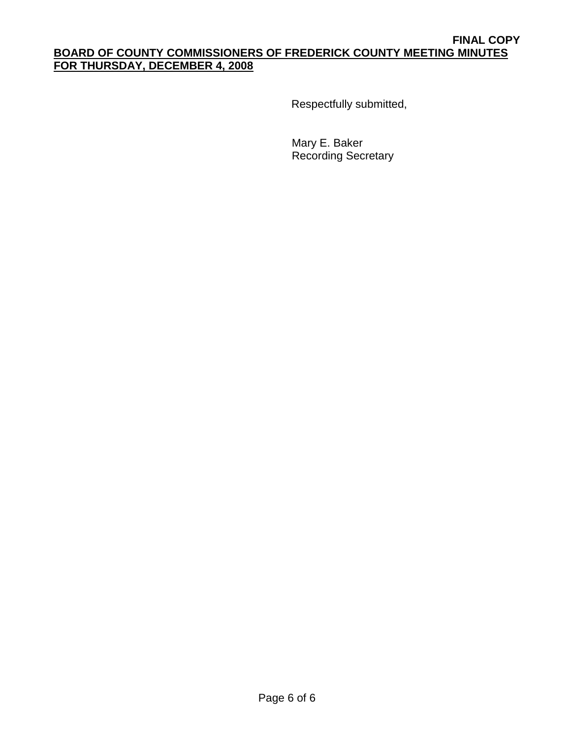Respectfully submitted,

Mary E. Baker
Recording Secretary